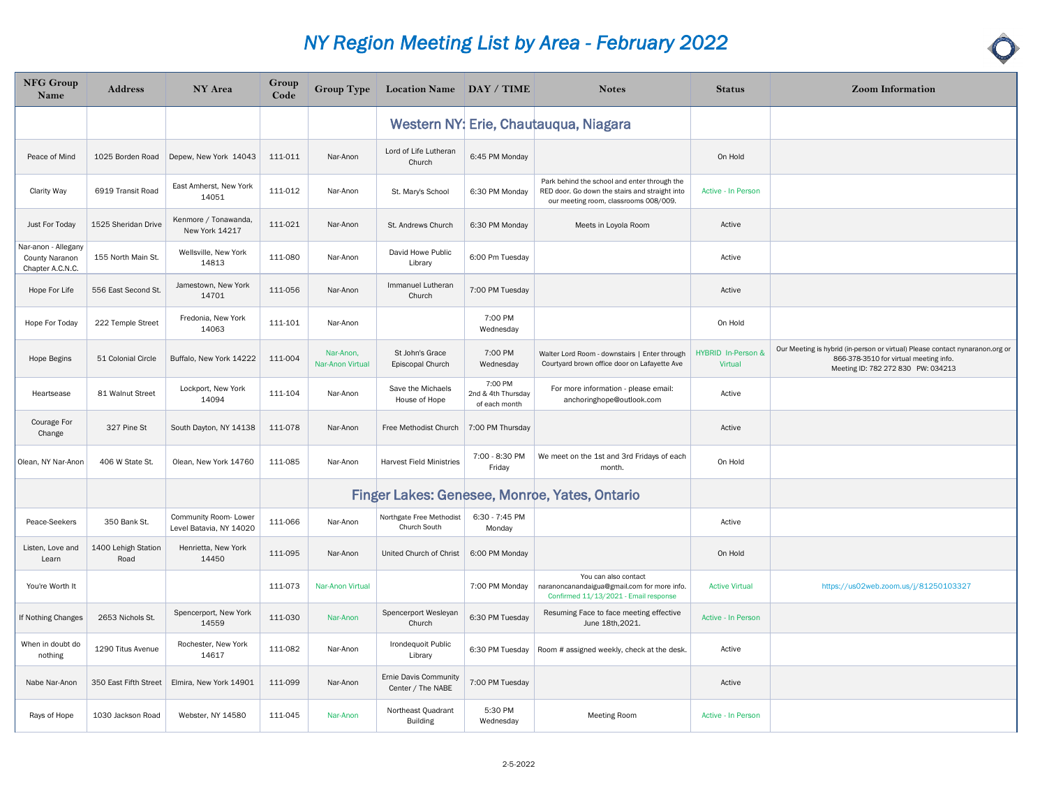# NY Region Meeting List by Area - February 2022

| NFG Group Name | Address | NY Area | Group Code | Group Type | Location Name | DAY / TIME | Notes | Status | Zoom Information |
|---|---|---|---|---|---|---|---|---|---|
| | | | | | **Western NY: Erie, Chautauqua, Niagara** | | | | |
| Peace of Mind | 1025 Borden Road | Depew, New York 14043 | 111-011 | Nar-Anon | Lord of Life Lutheran Church | 6:45 PM Monday | | On Hold | |
| Clarity Way | 6919 Transit Road | East Amherst, New York 14051 | 111-012 | Nar-Anon | St. Mary's School | 6:30 PM Monday | Park behind the school and enter through the RED door. Go down the stairs and straight into our meeting room, classrooms 008/009. | Active - In Person | |
| Just For Today | 1525 Sheridan Drive | Kenmore / Tonawanda, New York 14217 | 111-021 | Nar-Anon | St. Andrews Church | 6:30 PM Monday | Meets in Loyola Room | Active | |
| Nar-anon - Allegany County Naranon Chapter A.C.N.C. | 155 North Main St. | Wellsville, New York 14813 | 111-080 | Nar-Anon | David Howe Public Library | 6:00 Pm Tuesday | | Active | |
| Hope For Life | 556 East Second St. | Jamestown, New York 14701 | 111-056 | Nar-Anon | Immanuel Lutheran Church | 7:00 PM Tuesday | | Active | |
| Hope For Today | 222 Temple Street | Fredonia, New York 14063 | 111-101 | Nar-Anon | | 7:00 PM Wednesday | | On Hold | |
| Hope Begins | 51 Colonial Circle | Buffalo, New York 14222 | 111-004 | Nar-Anon, Nar-Anon Virtual | St John's Grace Episcopal Church | 7:00 PM Wednesday | Walter Lord Room - downstairs \| Enter through Courtyard brown office door on Lafayette Ave | HYBRID In-Person & Virtual | Our Meeting is hybrid (in-person or virtual) Please contact nynaranon.org or 866-378-3510 for virtual meeting info. Meeting ID: 782 272 830 PW: 034213 |
| Heartsease | 81 Walnut Street | Lockport, New York 14094 | 111-104 | Nar-Anon | Save the Michaels House of Hope | 7:00 PM 2nd & 4th Thursday of each month | For more information - please email: anchoringhope@outlook.com | Active | |
| Courage For Change | 327 Pine St | South Dayton, NY 14138 | 111-078 | Nar-Anon | Free Methodist Church | 7:00 PM Thursday | | Active | |
| Olean, NY Nar-Anon | 406 W State St. | Olean, New York 14760 | 111-085 | Nar-Anon | Harvest Field Ministries | 7:00 - 8:30 PM Friday | We meet on the 1st and 3rd Fridays of each month. | On Hold | |
| | | | | | **Finger Lakes: Genesee, Monroe, Yates, Ontario** | | | | |
| Peace-Seekers | 350 Bank St. | Community Room- Lower Level Batavia, NY 14020 | 111-066 | Nar-Anon | Northgate Free Methodist Church South | 6:30 - 7:45 PM Monday | | Active | |
| Listen, Love and Learn | 1400 Lehigh Station Road | Henrietta, New York 14450 | 111-095 | Nar-Anon | United Church of Christ | 6:00 PM Monday | | On Hold | |
| You're Worth It | | | 111-073 | Nar-Anon Virtual | | 7:00 PM Monday | You can also contact naranoncanandaigua@gmail.com for more info. Confirmed 11/13/2021 - Email response | Active Virtual | https://us02web.zoom.us/j/81250103327 |
| If Nothing Changes | 2653 Nichols St. | Spencerport, New York 14559 | 111-030 | Nar-Anon | Spencerport Wesleyan Church | 6:30 PM Tuesday | Resuming Face to face meeting effective June 18th,2021. | Active - In Person | |
| When in doubt do nothing | 1290 Titus Avenue | Rochester, New York 14617 | 111-082 | Nar-Anon | Irondequoit Public Library | 6:30 PM Tuesday | Room # assigned weekly, check at the desk. | Active | |
| Nabe Nar-Anon | 350 East Fifth Street | Elmira, New York 14901 | 111-099 | Nar-Anon | Ernie Davis Community Center / The NABE | 7:00 PM Tuesday | | Active | |
| Rays of Hope | 1030 Jackson Road | Webster, NY 14580 | 111-045 | Nar-Anon | Northeast Quadrant Building | 5:30 PM Wednesday | Meeting Room | Active - In Person | |

2-5-2022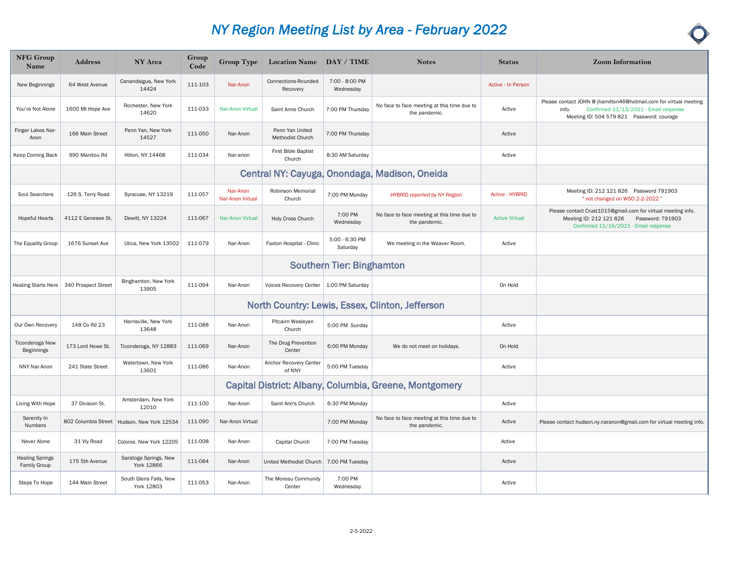# NY Region Meeting List by Area - February 2022

| NFG Group Name | Address | NY Area | Group Code | Group Type | Location Name | DAY / TIME | Notes | Status | Zoom Information |
|---|---|---|---|---|---|---|---|---|---|
| New Beginnings | 64 West Avenue | Canandaigua, New York 14424 | 111-103 | Nar-Anon | Connections-Rounded Recovery | 7:00 - 8:00 PM Wednesday | | Active - In Person | |
| You're Not Alone | 1600 Mt Hope Ave | Rochester, New York 14620 | 111-033 | Nar-Anon Virtual | Saint Anne Church | 7:00 PM Thursday | No face to face meeting at this time due to the pandemic. | Active | Please contact JOHN @ jhamilton46@hotmail.com for virtual meeting info. Confirmed 11/13/2021 - Email response Meeting ID: 504 579 821 Password: courage |
| Finger Lakes Nar-Anon | 166 Main Street | Penn Yan, New York 14527 | 111-050 | Nar-Anon | Penn Yan United Methodist Church | 7:00 PM Thursday | | Active | |
| Keep Coming Back | 990 Manitou Rd | Hilton, NY 14468 | 111-034 | Nar-anon | First Bible Baptist Church | 8:30 AM Saturday | | Active | |
| | | | | **Central NY: Cayuga, Onondaga, Madison, Oneida** | | | | | |
| Soul Searchers | 126 S. Terry Road | Syracuse, NY 13219 | 111-057 | Nar-Anon Nar-Anon Virtual | Robinson Memorial Church | 7:00 PM Monday | HYBRID reported by NY Region | Active - HYBRID | Meeting ID: 212 121 826 Password 791903 " not changed on WSO 2-2-2022 " |
| Hopeful Hearts | 4112 E Genesee St. | Dewitt, NY 13224 | 111-067 | Nar-Anon Virtual | Holy Cross Church | 7:00 PM Wednesday | No face to face meeting at this time due to the pandemic. | Active Virtual | Please contact Crust1015@gmail.com for virtual meeting info. Meeting ID: 212 121 826 Password: 791903 Confirmed 11/16/2021 - Email response |
| The Equality Group | 1676 Sunset Ave | Utica, New York 13502 | 111-079 | Nar-Anon | Faxton Hospital - Clinic | 5:00 - 6:30 PM Saturday | We meeting in the Weaver Room. | Active | |
| | | | | **Southern Tier: Binghamton** | | | | | |
| Healing Starts Here | 340 Prospect Street | Binghamton, New York 13905 | 111-094 | Nar-Anon | Voices Recovery Center | 1:00 PM Saturday | | On Hold | |
| | | | | **North Country: Lewis, Essex, Clinton, Jefferson** | | | | | |
| Our Own Recovery | 148 Co Rd 23 | Harrisville, New York 13648 | 111-088 | Nar-Anon | Pitcairn Wesleyan Church | 5:00 PM Sunday | | Active | |
| Ticonderoga New Beginnings | 173 Lord Howe St. | Ticonderoga, NY 12883 | 111-069 | Nar-Anon | The Drug Prevention Center | 6:00 PM Monday | We do not meet on holidays. | On Hold | |
| NNY Nar-Anon | 241 State Street | Watertown, New York 13601 | 111-086 | Nar-Anon | Anchor Recovery Center of NNY | 5:00 PM Tuesday | | Active | |
| | | | | **Capital District: Albany, Columbia, Greene, Montgomery** | | | | | |
| Living With Hope | 37 Division St. | Amsterdam, New York 12010 | 111-100 | Nar-Anon | Saint Ann's Church | 6:30 PM Monday | | Active | |
| Serenity In Numbers | 802 Columbia Street | Hudson, New York 12534 | 111-090 | Nar-Anon Virtual | | 7:00 PM Monday | No face to face meeting at this time due to the pandemic. | Active | Please contact hudson.ny.naranon@gmail.com for virtual meeting info. |
| Never Alone | 31 Vly Road | Colonie, New York 12205 | 111-008 | Nar-Anon | Capital Church | 7:00 PM Tuesday | | Active | |
| Healing Springs Family Group | 175 5th Avenue | Saratoga Springs, New York 12866 | 111-084 | Nar-Anon | United Methodist Church | 7:00 PM Tuesday | | Active | |
| Steps To Hope | 144 Main Street | South Glens Falls, New York 12803 | 111-053 | Nar-Anon | The Moreau Community Center | 7:00 PM Wednesday | | Active | |

2-5-2022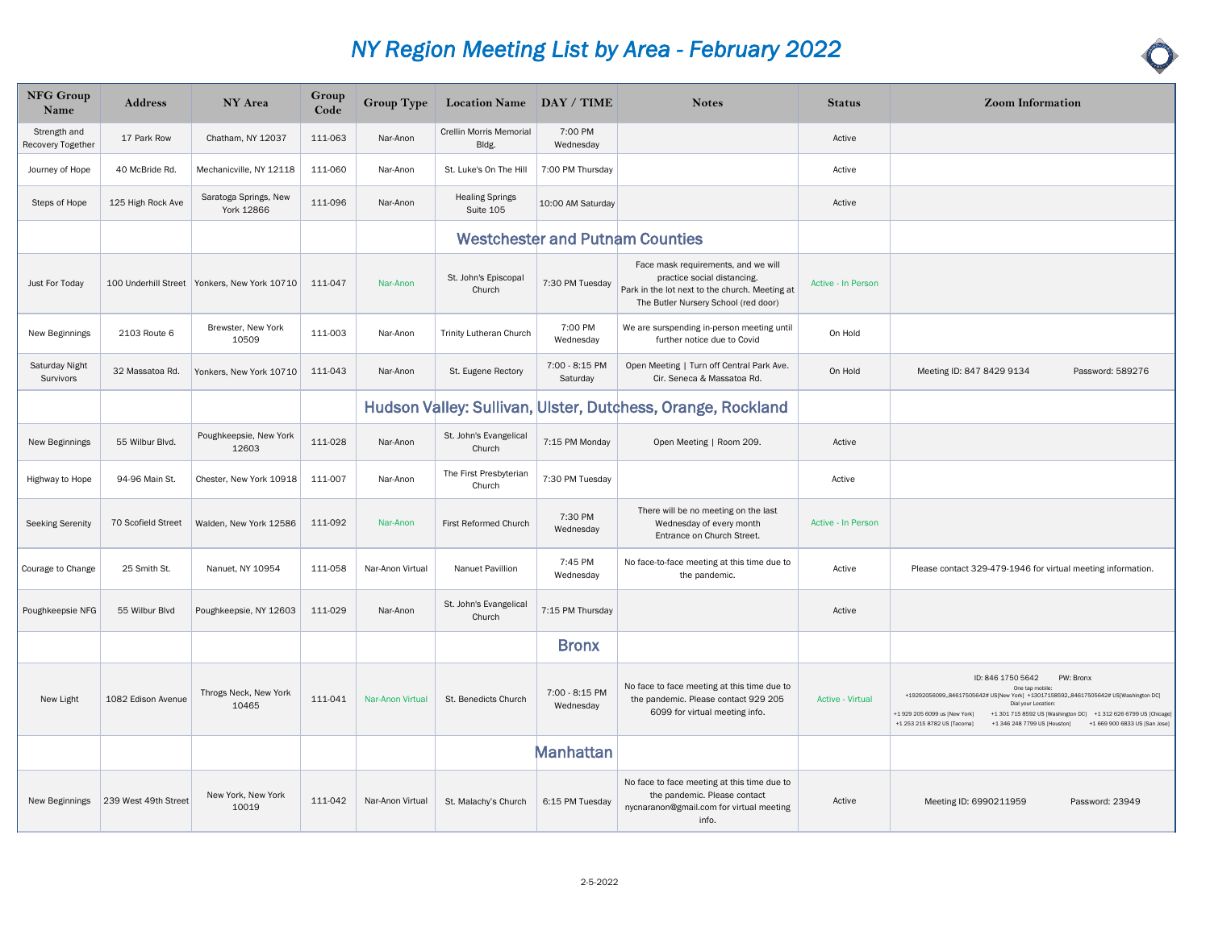# NY Region Meeting List by Area - February 2022

| NFG Group Name | Address | NY Area | Group Code | Group Type | Location Name | DAY / TIME | Notes | Status | Zoom Information |
|---|---|---|---|---|---|---|---|---|---|
| Strength and Recovery Together | 17 Park Row | Chatham, NY 12037 | 111-063 | Nar-Anon | Crellin Morris Memorial Bldg. | 7:00 PM Wednesday | | Active | |
| Journey of Hope | 40 McBride Rd. | Mechanicville, NY 12118 | 111-060 | Nar-Anon | St. Luke's On The Hill | 7:00 PM Thursday | | Active | |
| Steps of Hope | 125 High Rock Ave | Saratoga Springs, New York 12866 | 111-096 | Nar-Anon | Healing Springs Suite 105 | 10:00 AM Saturday | | Active | |
| | | | | | **Westchester and Putnam Counties** | | | | |
| Just For Today | 100 Underhill Street | Yonkers, New York 10710 | 111-047 | Nar-Anon | St. John's Episcopal Church | 7:30 PM Tuesday | Face mask requirements, and we will practice social distancing. Park in the lot next to the church. Meeting at The Butler Nursery School (red door) | Active - In Person | |
| New Beginnings | 2103 Route 6 | Brewster, New York 10509 | 111-003 | Nar-Anon | Trinity Lutheran Church | 7:00 PM Wednesday | We are surspending in-person meeting until further notice due to Covid | On Hold | |
| Saturday Night Survivors | 32 Massatoa Rd. | Yonkers, New York 10710 | 111-043 | Nar-Anon | St. Eugene Rectory | 7:00 - 8:15 PM Saturday | Open Meeting \| Turn off Central Park Ave. Cir. Seneca & Massatoa Rd. | On Hold | Meeting ID: 847 8429 9134 Password: 589276 |
| | | | | | **Hudson Valley: Sullivan, Ulster, Dutchess, Orange, Rockland** | | | | |
| New Beginnings | 55 Wilbur Blvd. | Poughkeepsie, New York 12603 | 111-028 | Nar-Anon | St. John's Evangelical Church | 7:15 PM Monday | Open Meeting \| Room 209. | Active | |
| Highway to Hope | 94-96 Main St. | Chester, New York 10918 | 111-007 | Nar-Anon | The First Presbyterian Church | 7:30 PM Tuesday | | Active | |
| Seeking Serenity | 70 Scofield Street | Walden, New York 12586 | 111-092 | Nar-Anon | First Reformed Church | 7:30 PM Wednesday | There will be no meeting on the last Wednesday of every month Entrance on Church Street. | Active - In Person | |
| Courage to Change | 25 Smith St. | Nanuet, NY 10954 | 111-058 | Nar-Anon Virtual | Nanuet Pavillion | 7:45 PM Wednesday | No face-to-face meeting at this time due to the pandemic. | Active | Please contact 329-479-1946 for virtual meeting information. |
| Poughkeepsie NFG | 55 Wilbur Blvd | Poughkeepsie, NY 12603 | 111-029 | Nar-Anon | St. John's Evangelical Church | 7:15 PM Thursday | | Active | |
| | | | | | **Bronx** | | | | |
| New Light | 1082 Edison Avenue | Throgs Neck, New York 10465 | 111-041 | Nar-Anon Virtual | St. Benedicts Church | 7:00 - 8:15 PM Wednesday | No face to face meeting at this time due to the pandemic. Please contact 929 205 6099 for virtual meeting info. | Active - Virtual | ID: 846 1750 5642 PW: Bronx One tap mobile: +19292056099,,84617505642# US(New York) +13017158592,,84617505642# US(Washington DC) Dial your Location: +1 929 205 6099 us (New York) +1 301 715 8592 US (Washington DC) +1 312 626 6799 US (Chicago) +1 253 215 8782 US (Tacoma) +1 346 248 7799 US (Houston) +1 669 900 6833 US (San Jose) |
| | | | | | **Manhattan** | | | | |
| New Beginnings | 239 West 49th Street | New York, New York 10019 | 111-042 | Nar-Anon Virtual | St. Malachy's Church | 6:15 PM Tuesday | No face to face meeting at this time due to the pandemic. Please contact nycnaranon@gmail.com for virtual meeting info. | Active | Meeting ID: 6990211959 Password: 23949 |

2-5-2022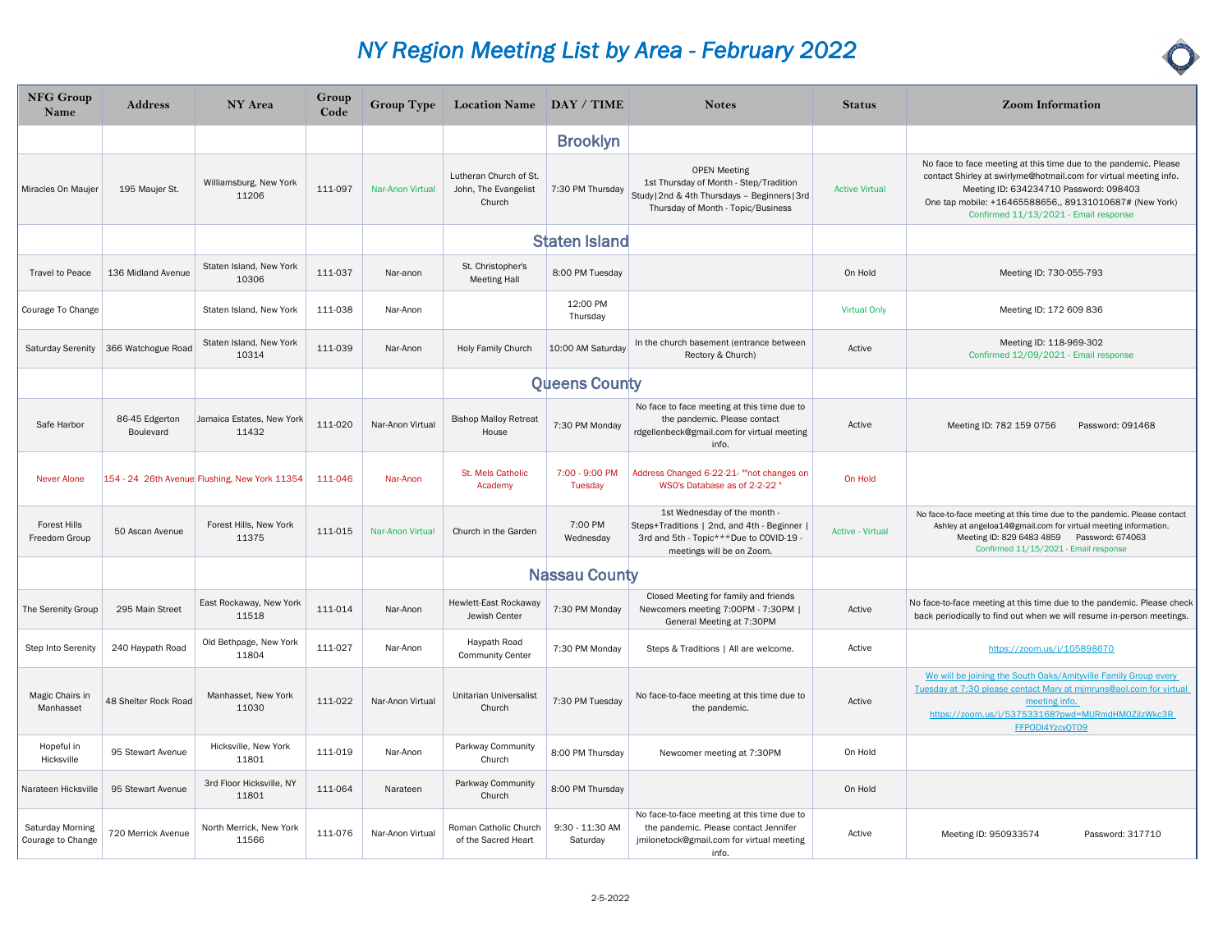# NY Region Meeting List by Area - February 2022

| NFG Group Name | Address | NY Area | Group Code | Group Type | Location Name | DAY / TIME | Notes | Status | Zoom Information |
|---|---|---|---|---|---|---|---|---|---|
| | | | | | | **Brooklyn** | | | |
| Miracles On Maujer | 195 Maujer St. | Williamsburg, New York 11206 | 111-097 | Nar-Anon Virtual | Lutheran Church of St. John, The Evangelist Church | 7:30 PM Thursday | OPEN Meeting 1st Thursday of Month - Step/Tradition Study\|2nd & 4th Thursdays – Beginners\|3rd Thursday of Month - Topic/Business | Active Virtual | No face to face meeting at this time due to the pandemic. Please contact Shirley at swirlyme@hotmail.com for virtual meeting info. Meeting ID: 634234710 Password: 098403 One tap mobile: +16465588656,, 89131010687# (New York) Confirmed 11/13/2021 - Email response |
| | | | | | **Staten Island** | | | | |
| Travel to Peace | 136 Midland Avenue | Staten Island, New York 10306 | 111-037 | Nar-anon | St. Christopher's Meeting Hall | 8:00 PM Tuesday | | On Hold | Meeting ID: 730-055-793 |
| Courage To Change | | Staten Island, New York | 111-038 | Nar-Anon | | 12:00 PM Thursday | | Virtual Only | Meeting ID: 172 609 836 |
| Saturday Serenity | 366 Watchogue Road | Staten Island, New York 10314 | 111-039 | Nar-Anon | Holy Family Church | 10:00 AM Saturday | In the church basement (entrance between Rectory & Church) | Active | Meeting ID: 118-969-302 Confirmed 12/09/2021 - Email response |
| | | | | | | **Queens County** | | | |
| Safe Harbor | 86-45 Edgerton Boulevard | Jamaica Estates, New York 11432 | 111-020 | Nar-Anon Virtual | Bishop Malloy Retreat House | 7:30 PM Monday | No face to face meeting at this time due to the pandemic. Please contact rdgellenbeck@gmail.com for virtual meeting info. | Active | Meeting ID: 782 159 0756 Password: 091468 |
| Never Alone | 154 - 24 26th Avenue | Flushing, New York 11354 | 111-046 | Nar-Anon | St. Mels Catholic Academy | 7:00 - 9:00 PM Tuesday | Address Changed 6-22-21- ""not changes on WSO's Database as of 2-2-22 * | On Hold | |
| Forest Hills Freedom Group | 50 Ascan Avenue | Forest Hills, New York 11375 | 111-015 | Nar-Anon Virtual | Church in the Garden | 7:00 PM Wednesday | 1st Wednesday of the month - Steps+Traditions \| 2nd, and 4th - Beginner \| 3rd and 5th - Topic***Due to COVID-19 - meetings will be on Zoom. | Active - Virtual | No face-to-face meeting at this time due to the pandemic. Please contact Ashley at angeloa14@gmail.com for virtual meeting information. Meeting ID: 829 6483 4859 Password: 674063 Confirmed 11/15/2021 - Email response |
| | | | | | | **Nassau County** | | | |
| The Serenity Group | 295 Main Street | East Rockaway, New York 11518 | 111-014 | Nar-Anon | Hewlett-East Rockaway Jewish Center | 7:30 PM Monday | Closed Meeting for family and friends Newcomers meeting 7:00PM - 7:30PM \| General Meeting at 7:30PM | Active | No face-to-face meeting at this time due to the pandemic. Please check back periodically to find out when we will resume in-person meetings. |
| Step Into Serenity | 240 Haypath Road | Old Bethpage, New York 11804 | 111-027 | Nar-Anon | Haypath Road Community Center | 7:30 PM Monday | Steps & Traditions \| All are welcome. | Active | https://zoom.us/j/105898670 |
| Magic Chairs in Manhasset | 48 Shelter Rock Road | Manhasset, New York 11030 | 111-022 | Nar-Anon Virtual | Unitarian Universalist Church | 7:30 PM Tuesday | No face-to-face meeting at this time due to the pandemic. | Active | We will be joining the South Oaks/Amityville Family Group every Tuesday at 7:30 please contact Mary at mjmruns@aol.com for virtual meeting info. https://zoom.us/j/537533168?pwd=MURmdHM0ZjlzWkc3R FFPODI4YzcyQT09 |
| Hopeful in Hicksville | 95 Stewart Avenue | Hicksville, New York 11801 | 111-019 | Nar-Anon | Parkway Community Church | 8:00 PM Thursday | Newcomer meeting at 7:30PM | On Hold | |
| Narateen Hicksville | 95 Stewart Avenue | 3rd Floor Hicksville, NY 11801 | 111-064 | Narateen | Parkway Community Church | 8:00 PM Thursday | | On Hold | |
| Saturday Morning Courage to Change | 720 Merrick Avenue | North Merrick, New York 11566 | 111-076 | Nar-Anon Virtual | Roman Catholic Church of the Sacred Heart | 9:30 - 11:30 AM Saturday | No face-to-face meeting at this time due to the pandemic. Please contact Jennifer jmilonetock@gmail.com for virtual meeting info. | Active | Meeting ID: 950933574 Password: 317710 |

2-5-2022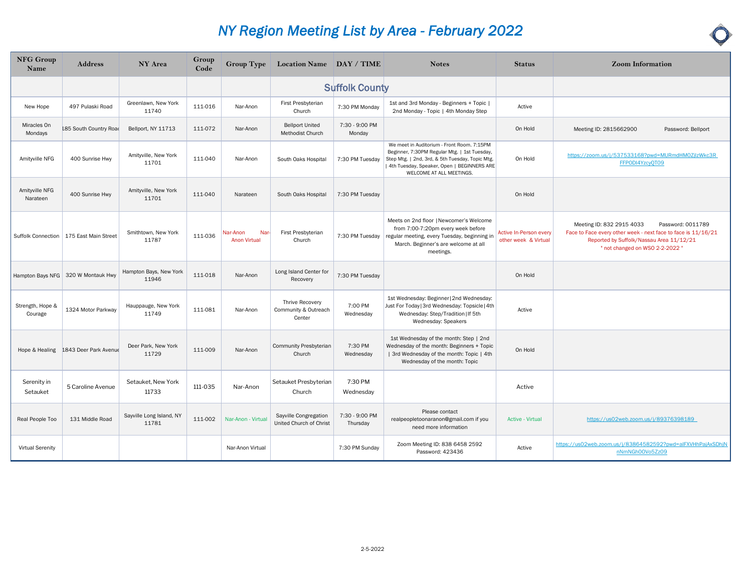# NY Region Meeting List by Area - February 2022

| NFG Group Name | Address | NY Area | Group Code | Group Type | Location Name | DAY / TIME | Notes | Status | Zoom Information |
|---|---|---|---|---|---|---|---|---|---|
| | | | | | **Suffolk County** | | | | |
| New Hope | 497 Pulaski Road | Greenlawn, New York 11740 | 111-016 | Nar-Anon | First Presbyterian Church | 7:30 PM Monday | 1st and 3rd Monday - Beginners + Topic \| 2nd Monday - Topic \| 4th Monday Step | Active | |
| Miracles On Mondays | 185 South Country Road | Bellport, NY 11713 | 111-072 | Nar-Anon | Bellport United Methodist Church | 7:30 - 9:00 PM Monday | | On Hold | Meeting ID: 2815662900 Password: Bellport |
| Amityville NFG | 400 Sunrise Hwy | Amityville, New York 11701 | 111-040 | Nar-Anon | South Oaks Hospital | 7:30 PM Tuesday | We meet in Auditorium - Front Room. 7:15PM Beginner, 7:30PM Regular Mtg. \| 1st Tuesday, Step Mtg. \| 2nd, 3rd, & 5th Tuesday, Topic Mtg. \| 4th Tuesday, Speaker, Open \| BEGINNERS ARE WELCOME AT ALL MEETINGS. | On Hold | https://zoom.us/j/537533168?pwd=MURmdHM0ZjlzWkc3RFFPODI4YzcyQT09 |
| Amityville NFG Narateen | 400 Sunrise Hwy | Amityville, New York 11701 | 111-040 | Narateen | South Oaks Hospital | 7:30 PM Tuesday | | On Hold | |
| Suffolk Connection | 175 East Main Street | Smithtown, New York 11787 | 111-036 | Nar-Anon Nar-Anon Virtual | First Presbyterian Church | 7:30 PM Tuesday | Meets on 2nd floor \|Newcomer's Welcome from 7:00-7:20pm every week before regular meeting, every Tuesday, beginning in March. Beginner's are welcome at all meetings. | Active In-Person every other week & Virtual | Meeting ID: 832 2915 4033 Password: 0011789 Face to Face every other week - next face to face is 11/16/21 Reported by Suffolk/Nassau Area 11/12/21 " not changed on WSO 2-2-2022 " |
| Hampton Bays NFG | 320 W Montauk Hwy | Hampton Bays, New York 11946 | 111-018 | Nar-Anon | Long Island Center for Recovery | 7:30 PM Tuesday | | On Hold | |
| Strength, Hope & Courage | 1324 Motor Parkway | Hauppauge, New York 11749 | 111-081 | Nar-Anon | Thrive Recovery Community & Outreach Center | 7:00 PM Wednesday | 1st Wednesday: Beginner\|2nd Wednesday: Just For Today\|3rd Wednesday: Topsicle\|4th Wednesday: Step/Tradition\|If 5th Wednesday: Speakers | Active | |
| Hope & Healing | 1843 Deer Park Avenue | Deer Park, New York 11729 | 111-009 | Nar-Anon | Community Presbyterian Church | 7:30 PM Wednesday | 1st Wednesday of the month: Step \| 2nd Wednesday of the month: Beginners + Topic \| 3rd Wednesday of the month: Topic \| 4th Wednesday of the month: Topic | On Hold | |
| Serenity in Setauket | 5 Caroline Avenue | Setauket, New York 11733 | 111-035 | Nar-Anon | Setauket Presbyterian Church | 7:30 PM Wednesday | | Active | |
| Real People Too | 131 Middle Road | Sayville Long Island, NY 11781 | 111-002 | Nar-Anon - Virtual | Sayville Congregation United Church of Christ | 7:30 - 9:00 PM Thursday | Please contact realpeopletoonaranon@gmail.com if you need more information | Active - Virtual | https://us02web.zoom.us/j/89376398189 |
| Virtual Serenity | | | | Nar-Anon Virtual | | 7:30 PM Sunday | Zoom Meeting ID: 838 6458 2592 Password: 423436 | Active | https://us02web.zoom.us/j/83864582592?pwd=alFXVHhPajAxSDhiNnNmNGh0OVo5Zz09 |

2-5-2022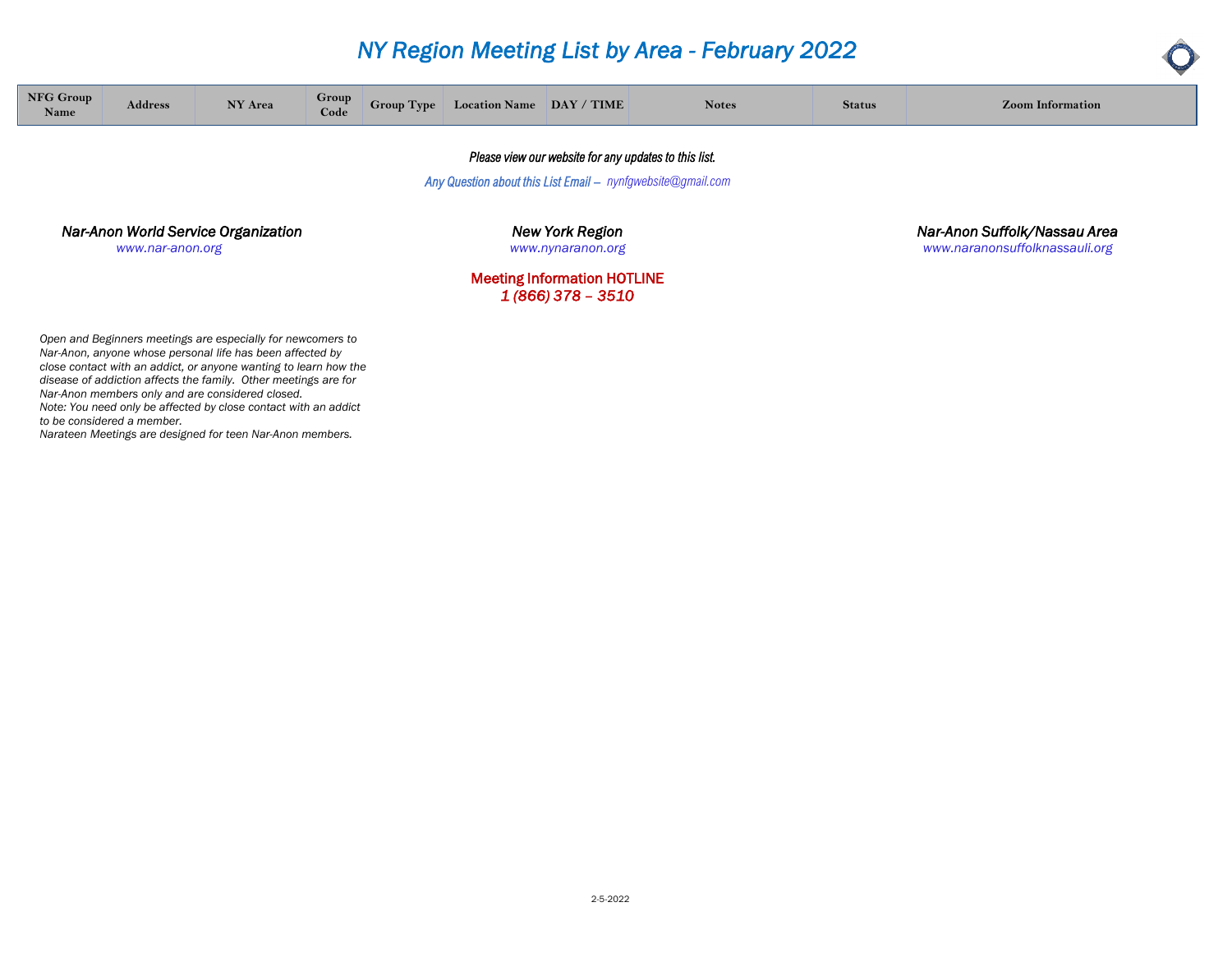# NY Region Meeting List by Area - February 2022

| NFG Group Name | Address | NY Area | Group Code | Group Type | Location Name | DAY / TIME | Notes | Status | Zoom Information |
|---|---|---|---|---|---|---|---|---|---|

*Please view our website for any updates to this list.*

*Any Question about this List Email – nynfgwebsite@gmail.com*

*Nar-Anon World Service Organization*
*www.nar-anon.org*

*New York Region*
*www.nynaranon.org*

*Nar-Anon Suffolk/Nassau Area*
*www.naranonsuffolknassauli.org*

Meeting Information HOTLINE
*1 (866) 378 – 3510*

*Open and Beginners meetings are especially for newcomers to Nar-Anon, anyone whose personal life has been affected by close contact with an addict, or anyone wanting to learn how the disease of addiction affects the family. Other meetings are for Nar-Anon members only and are considered closed.*
*Note: You need only be affected by close contact with an addict to be considered a member.*
*Narateen Meetings are designed for teen Nar-Anon members.*

2-5-2022